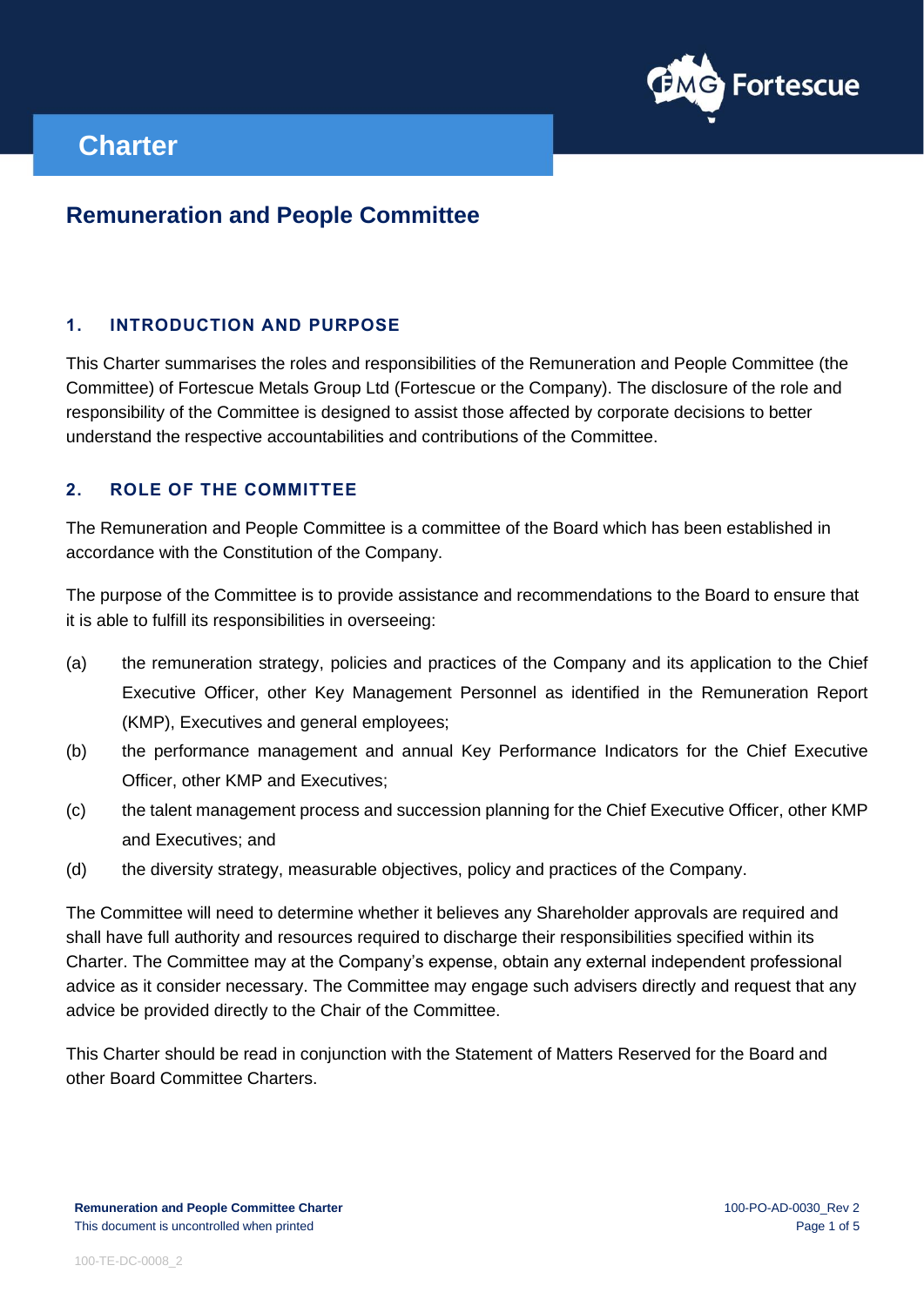# Charter

## Remuneration and People Committee

### 1. INTRODUCTION AND PURPOSE

This Charter summarises the roles and responsibilities of the Remuneration and People Committee (the Committee) of Fortescue Metals Group Ltd (Fortescue or the Company). The disclosure of the role and responsibility of the Committee is designed to assist those affected by corporate decisions to better understand the respective accountabilities and contributions of the Committee.

### 2. ROLE OF THE COMMITTEE

The Remuneration and People Committee is a committee of the Board which has been established in accordance with the Constitution of the Company.

The purpose of the Committee is to provide assistance and recommendations to the Board to ensure that it is able to fulfill its responsibilities in overseeing:

(a) the remuneration strategy, policies and practices of the Company and its application to the Chief Executive Officer, other Key Management Personnel as identified in the Remuneration Report (KMP), Executives and general employees;

(b) the performance management and annual Key Performance Indicators for the Chief Executive Officer, other KMP and Executives;

(c) the talent management process and succession planning for the Chief Executive Officer, other KMP and Executives; and

(d) the diversity strategy, measurable objectives, policy and practices of the Company.

The Committee will need to determine whether it believes any Shareholder approvals are required and shall have full authority and resources required to discharge their responsibilities specified within its Charter. The Committee may at the Company's expense, obtain any external independent professional advice as it consider necessary. The Committee may engage such advisers directly and request that any advice be provided directly to the Chair of the Committee.

This Charter should be read in conjunction with the Statement of Matters Reserved for the Board and other Board Committee Charters.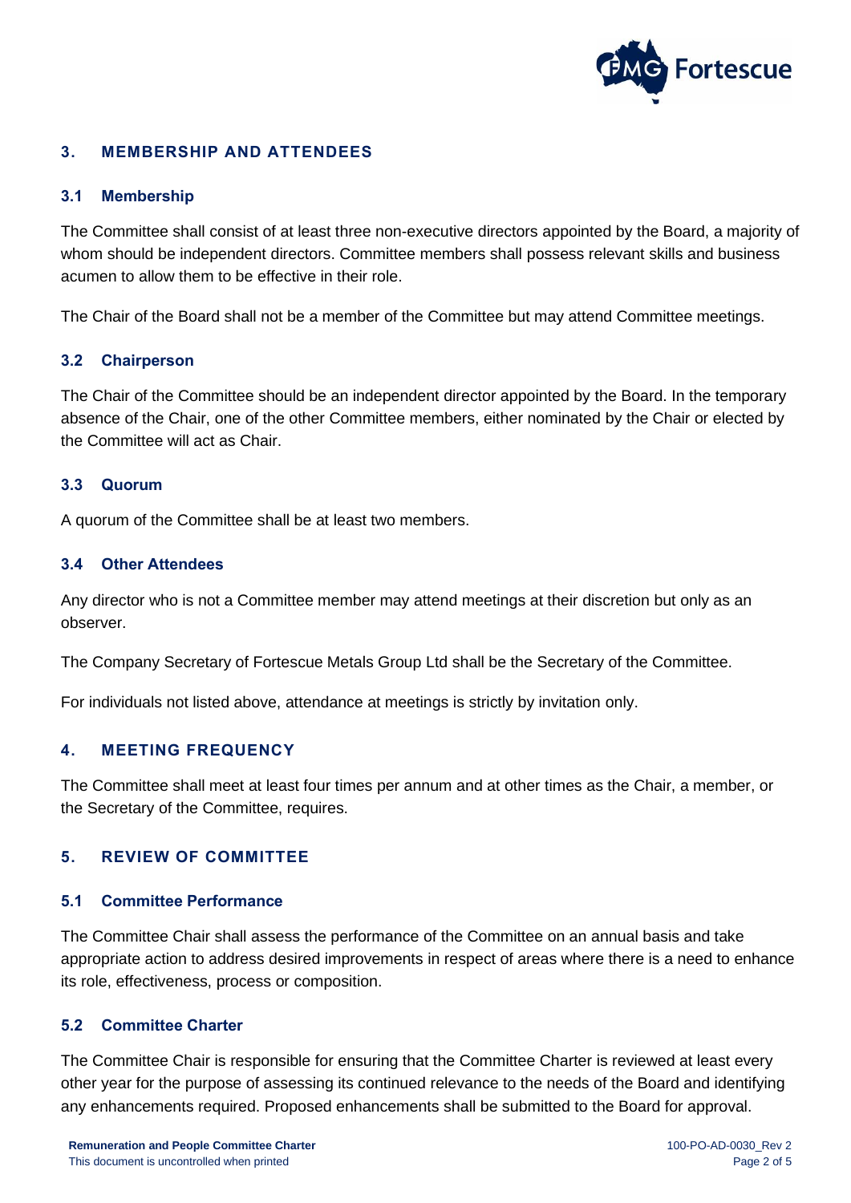## 3. MEMBERSHIP AND ATTENDEES

### 3.1 Membership

The Committee shall consist of at least three non-executive directors appointed by the Board, a majority of whom should be independent directors. Committee members shall possess relevant skills and business acumen to allow them to be effective in their role.

The Chair of the Board shall not be a member of the Committee but may attend Committee meetings.

### 3.2 Chairperson

The Chair of the Committee should be an independent director appointed by the Board. In the temporary absence of the Chair, one of the other Committee members, either nominated by the Chair or elected by the Committee will act as Chair.

### 3.3 Quorum

A quorum of the Committee shall be at least two members.

### 3.4 Other Attendees

Any director who is not a Committee member may attend meetings at their discretion but only as an observer.

The Company Secretary of Fortescue Metals Group Ltd shall be the Secretary of the Committee.

For individuals not listed above, attendance at meetings is strictly by invitation only.

## 4. MEETING FREQUENCY

The Committee shall meet at least four times per annum and at other times as the Chair, a member, or the Secretary of the Committee, requires.

## 5. REVIEW OF COMMITTEE

### 5.1 Committee Performance

The Committee Chair shall assess the performance of the Committee on an annual basis and take appropriate action to address desired improvements in respect of areas where there is a need to enhance its role, effectiveness, process or composition.

### 5.2 Committee Charter

The Committee Chair is responsible for ensuring that the Committee Charter is reviewed at least every other year for the purpose of assessing its continued relevance to the needs of the Board and identifying any enhancements required. Proposed enhancements shall be submitted to the Board for approval.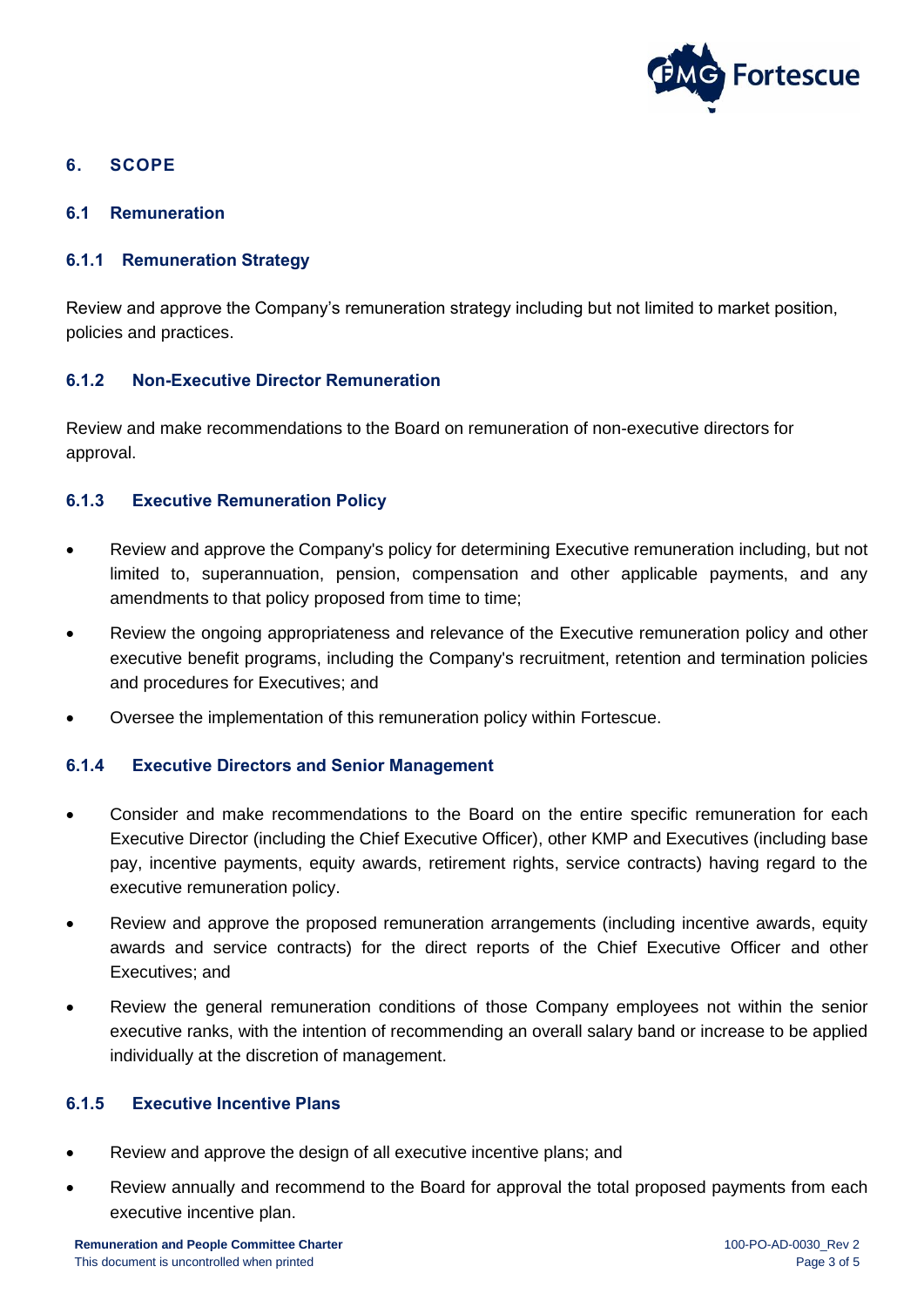## 6. SCOPE

### 6.1 Remuneration

#### 6.1.1 Remuneration Strategy

Review and approve the Company's remuneration strategy including but not limited to market position, policies and practices.

#### 6.1.2 Non-Executive Director Remuneration

Review and make recommendations to the Board on remuneration of non-executive directors for approval.

#### 6.1.3 Executive Remuneration Policy

- Review and approve the Company's policy for determining Executive remuneration including, but not limited to, superannuation, pension, compensation and other applicable payments, and any amendments to that policy proposed from time to time;
- Review the ongoing appropriateness and relevance of the Executive remuneration policy and other executive benefit programs, including the Company's recruitment, retention and termination policies and procedures for Executives; and
- Oversee the implementation of this remuneration policy within Fortescue.

#### 6.1.4 Executive Directors and Senior Management

- Consider and make recommendations to the Board on the entire specific remuneration for each Executive Director (including the Chief Executive Officer), other KMP and Executives (including base pay, incentive payments, equity awards, retirement rights, service contracts) having regard to the executive remuneration policy.
- Review and approve the proposed remuneration arrangements (including incentive awards, equity awards and service contracts) for the direct reports of the Chief Executive Officer and other Executives; and
- Review the general remuneration conditions of those Company employees not within the senior executive ranks, with the intention of recommending an overall salary band or increase to be applied individually at the discretion of management.

#### 6.1.5 Executive Incentive Plans

- Review and approve the design of all executive incentive plans; and
- Review annually and recommend to the Board for approval the total proposed payments from each executive incentive plan.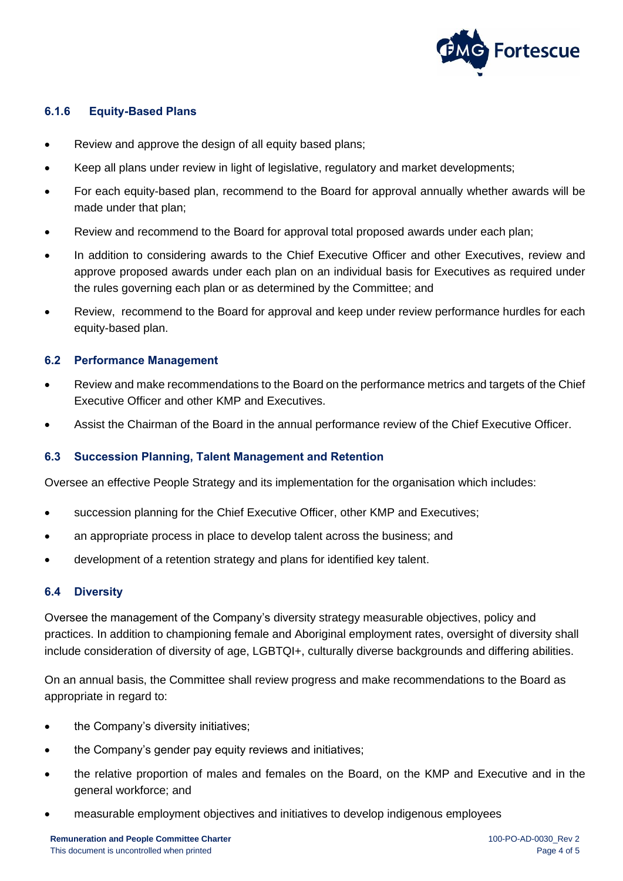#### 6.1.6 Equity-Based Plans

- Review and approve the design of all equity based plans;
- Keep all plans under review in light of legislative, regulatory and market developments;
- For each equity-based plan, recommend to the Board for approval annually whether awards will be made under that plan;
- Review and recommend to the Board for approval total proposed awards under each plan;
- In addition to considering awards to the Chief Executive Officer and other Executives, review and approve proposed awards under each plan on an individual basis for Executives as required under the rules governing each plan or as determined by the Committee; and
- Review, recommend to the Board for approval and keep under review performance hurdles for each equity-based plan.

### 6.2 Performance Management

- Review and make recommendations to the Board on the performance metrics and targets of the Chief Executive Officer and other KMP and Executives.
- Assist the Chairman of the Board in the annual performance review of the Chief Executive Officer.

### 6.3 Succession Planning, Talent Management and Retention

Oversee an effective People Strategy and its implementation for the organisation which includes:

- succession planning for the Chief Executive Officer, other KMP and Executives;
- an appropriate process in place to develop talent across the business; and
- development of a retention strategy and plans for identified key talent.

### 6.4 Diversity

Oversee the management of the Company's diversity strategy measurable objectives, policy and practices. In addition to championing female and Aboriginal employment rates, oversight of diversity shall include consideration of diversity of age, LGBTQI+, culturally diverse backgrounds and differing abilities.

On an annual basis, the Committee shall review progress and make recommendations to the Board as appropriate in regard to:

- the Company's diversity initiatives;
- the Company's gender pay equity reviews and initiatives;
- the relative proportion of males and females on the Board, on the KMP and Executive and in the general workforce; and
- measurable employment objectives and initiatives to develop indigenous employees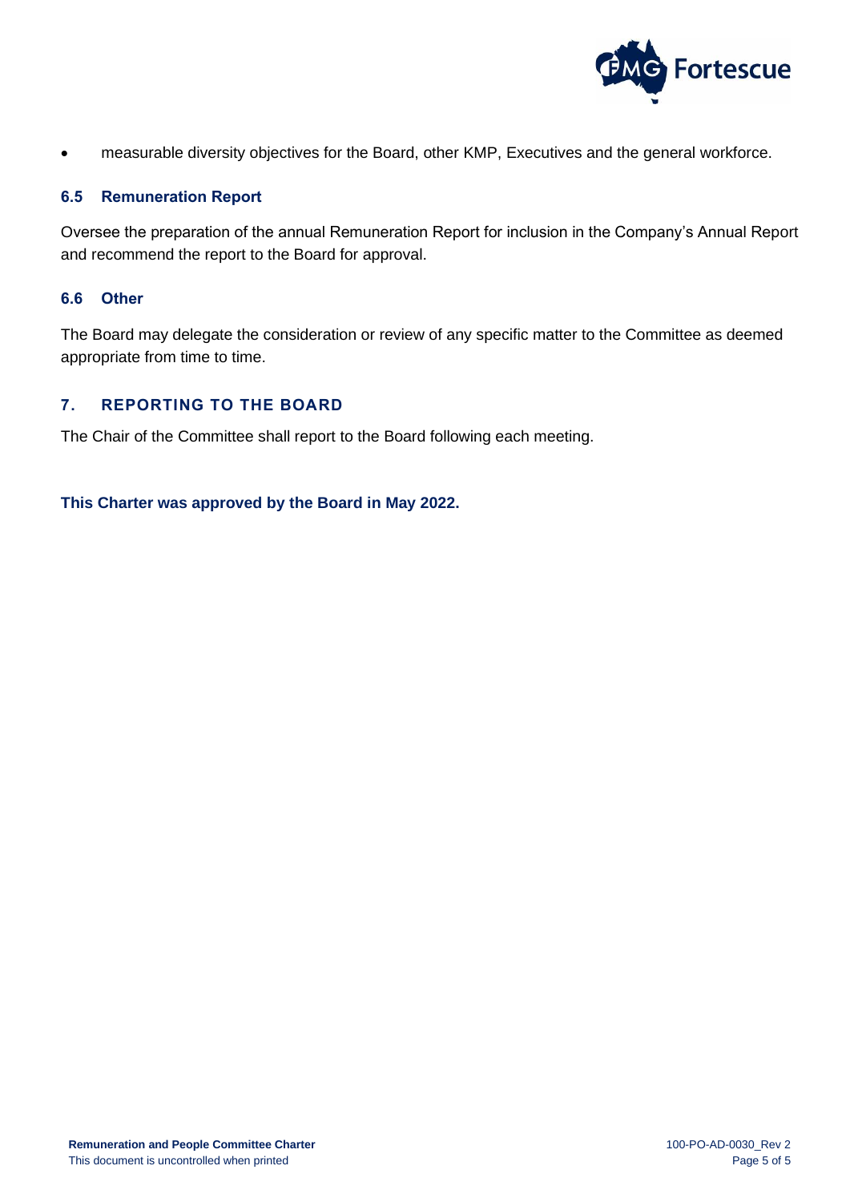- measurable diversity objectives for the Board, other KMP, Executives and the general workforce.

### 6.5 Remuneration Report

Oversee the preparation of the annual Remuneration Report for inclusion in the Company's Annual Report and recommend the report to the Board for approval.

### 6.6 Other

The Board may delegate the consideration or review of any specific matter to the Committee as deemed appropriate from time to time.

## 7. REPORTING TO THE BOARD

The Chair of the Committee shall report to the Board following each meeting.

**This Charter was approved by the Board in May 2022.**